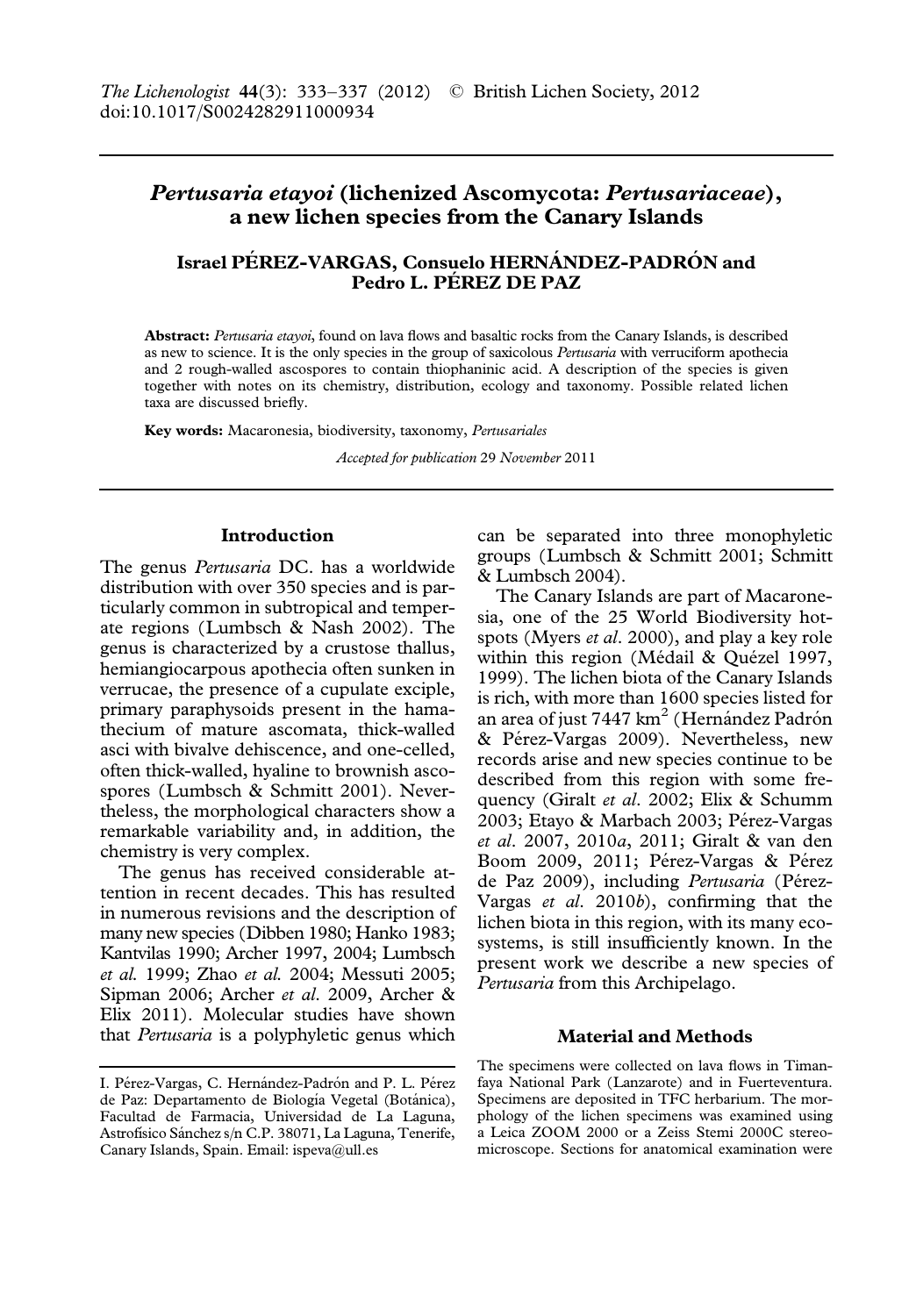*The Lichenologist* **44**(3): 333–337 (2012) © British Lichen Society, 2012
doi:10.1017/S0024282911000934

# *Pertusaria etayoi* (lichenized Ascomycota: *Pertusariaceae*), a new lichen species from the Canary Islands

**Israel PÉREZ-VARGAS, Consuelo HERNÁNDEZ-PADRÓN and Pedro L. PÉREZ DE PAZ**

**Abstract:** *Pertusaria etayoi*, found on lava flows and basaltic rocks from the Canary Islands, is described as new to science. It is the only species in the group of saxicolous *Pertusaria* with verruciform apothecia and 2 rough-walled ascospores to contain thiophaninic acid. A description of the species is given together with notes on its chemistry, distribution, ecology and taxonomy. Possible related lichen taxa are discussed briefly.

**Key words:** Macaronesia, biodiversity, taxonomy, *Pertusariales*

*Accepted for publication 29 November 2011*

## Introduction

The genus *Pertusaria* DC. has a worldwide distribution with over 350 species and is particularly common in subtropical and temperate regions (Lumbsch & Nash 2002). The genus is characterized by a crustose thallus, hemiangiocarpous apothecia often sunken in verrucae, the presence of a cupulate exciple, primary paraphysoids present in the hamathecium of mature ascomata, thick-walled asci with bivalve dehiscence, and one-celled, often thick-walled, hyaline to brownish ascospores (Lumbsch & Schmitt 2001). Nevertheless, the morphological characters show a remarkable variability and, in addition, the chemistry is very complex.

The genus has received considerable attention in recent decades. This has resulted in numerous revisions and the description of many new species (Dibben 1980; Hanko 1983; Kantvilas 1990; Archer 1997, 2004; Lumbsch *et al.* 1999; Zhao *et al.* 2004; Messuti 2005; Sipman 2006; Archer *et al.* 2009, Archer & Elix 2011). Molecular studies have shown that *Pertusaria* is a polyphyletic genus which can be separated into three monophyletic groups (Lumbsch & Schmitt 2001; Schmitt & Lumbsch 2004).

The Canary Islands are part of Macaronesia, one of the 25 World Biodiversity hotspots (Myers *et al.* 2000), and play a key role within this region (Médail & Quézel 1997, 1999). The lichen biota of the Canary Islands is rich, with more than 1600 species listed for an area of just 7447 km$^2$ (Hernández Padrón & Pérez-Vargas 2009). Nevertheless, new records arise and new species continue to be described from this region with some frequency (Giralt *et al.* 2002; Elix & Schumm 2003; Etayo & Marbach 2003; Pérez-Vargas *et al.* 2007, 2010*a*, 2011; Giralt & van den Boom 2009, 2011; Pérez-Vargas & Pérez de Paz 2009), including *Pertusaria* (Pérez-Vargas *et al.* 2010*b*), confirming that the lichen biota in this region, with its many ecosystems, is still insufficiently known. In the present work we describe a new species of *Pertusaria* from this Archipelago.

## Material and Methods

The specimens were collected on lava flows in Timanfaya National Park (Lanzarote) and in Fuerteventura. Specimens are deposited in TFC herbarium. The morphology of the lichen specimens was examined using a Leica ZOOM 2000 or a Zeiss Stemi 2000C stereomicroscope. Sections for anatomical examination were

I. Pérez-Vargas, C. Hernández-Padrón and P. L. Pérez de Paz: Departamento de Biología Vegetal (Botánica), Facultad de Farmacia, Universidad de La Laguna, Astrofísico Sánchez s/n C.P. 38071, La Laguna, Tenerife, Canary Islands, Spain. Email: ispeva@ull.es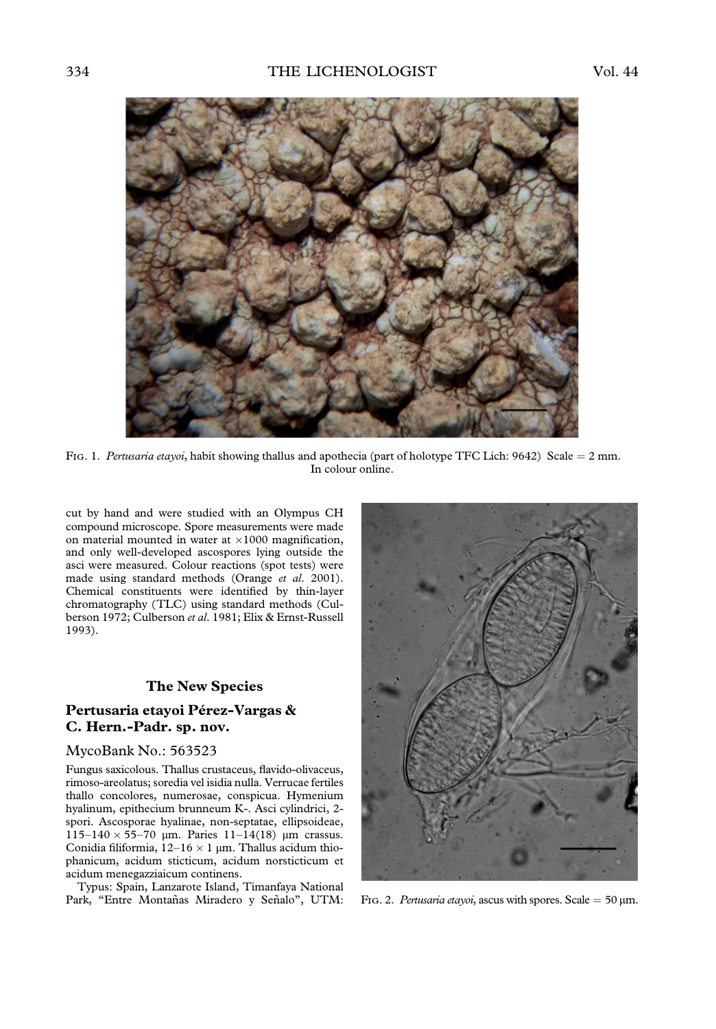Fig. 1. *Pertusaria etayoi*, habit showing thallus and apothecia (part of holotype TFC Lich: 9642) Scale = 2 mm. In colour online.

cut by hand and were studied with an Olympus CH compound microscope. Spore measurements were made on material mounted in water at ×1000 magnification, and only well-developed ascospores lying outside the asci were measured. Colour reactions (spot tests) were made using standard methods (Orange *et al.* 2001). Chemical constituents were identified by thin-layer chromatography (TLC) using standard methods (Culberson 1972; Culberson *et al.* 1981; Elix & Ernst-Russell 1993).

## The New Species

### Pertusaria etayoi Pérez-Vargas & C. Hern.-Padr. sp. nov.

MycoBank No.: 563523

Fungus saxicolous. Thallus crustaceus, flavido-olivaceus, rimoso-areolatus; soredia vel isidia nulla. Verrucae fertiles thallo concolores, numerosae, conspicua. Hymenium hyalinum, epithecium brunneum K-. Asci cylindrici, 2-spori. Ascosporae hyalinae, non-septatae, ellipsoideae, 115–140 × 55–70 µm. Paries 11–14(18) µm crassus. Conidia filiformia, 12–16 × 1 µm. Thallus acidum thiophanicum, acidum sticticum, acidum norsticticum et acidum menegazziaicum continens.

Typus: Spain, Lanzarote Island, Timanfaya National Park, "Entre Montañas Miradero y Señalo", UTM:

Fig. 2. *Pertusaria etayoi*, ascus with spores. Scale = 50 µm.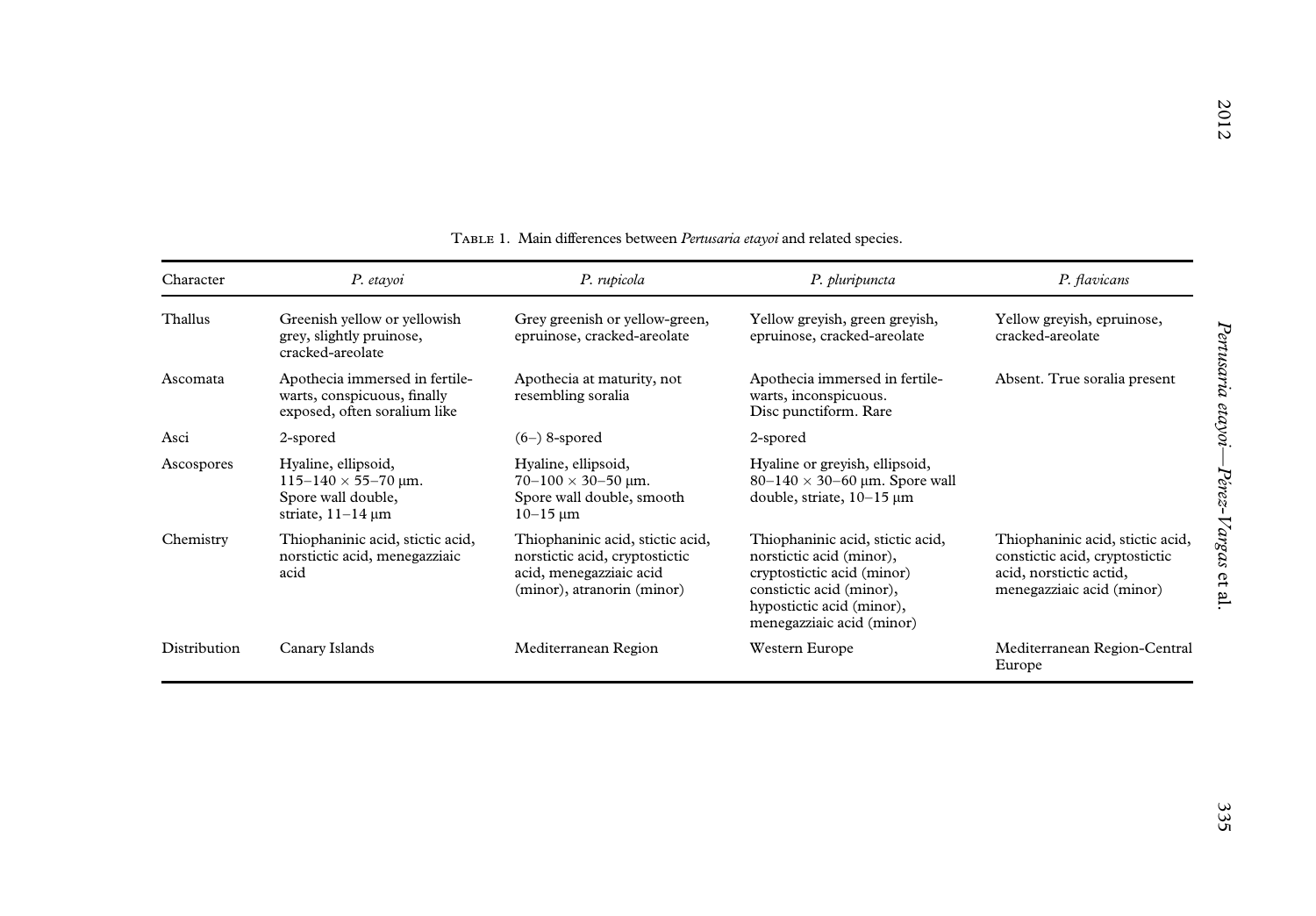Table 1. Main differences between *Pertusaria etayoi* and related species.

| Character | *P. etayoi* | *P. rupicola* | *P. pluripuncta* | *P. flavicans* |
|---|---|---|---|---|
| Thallus | Greenish yellow or yellowish grey, slightly pruinose, cracked-areolate | Grey greenish or yellow-green, epruinose, cracked-areolate | Yellow greyish, green greyish, epruinose, cracked-areolate | Yellow greyish, epruinose, cracked-areolate |
| Ascomata | Apothecia immersed in fertile-warts, conspicuous, finally exposed, often soralium like | Apothecia at maturity, not resembling soralia | Apothecia immersed in fertile-warts, inconspicuous. Disc punctiform. Rare | Absent. True soralia present |
| Asci | 2-spored | (6–) 8-spored | 2-spored | |
| Ascospores | Hyaline, ellipsoid, 115–140 × 55–70 µm. Spore wall double, striate, 11–14 µm | Hyaline, ellipsoid, 70–100 × 30–50 µm. Spore wall double, smooth 10–15 µm | Hyaline or greyish, ellipsoid, 80–140 × 30–60 µm. Spore wall double, striate, 10–15 µm | |
| Chemistry | Thiophaninic acid, stictic acid, norstictic acid, menegazziaic acid | Thiophaninic acid, stictic acid, norstictic acid, cryptostictic acid, menegazziaic acid (minor), atranorin (minor) | Thiophaninic acid, stictic acid, norstictic acid (minor), cryptostictic acid (minor) constictic acid (minor), hypostictic acid (minor), menegazziaic acid (minor) | Thiophaninic acid, stictic acid, constictic acid, cryptostictic acid, norstictic acid, menegazziaic acid (minor) |
| Distribution | Canary Islands | Mediterranean Region | Western Europe | Mediterranean Region-Central Europe |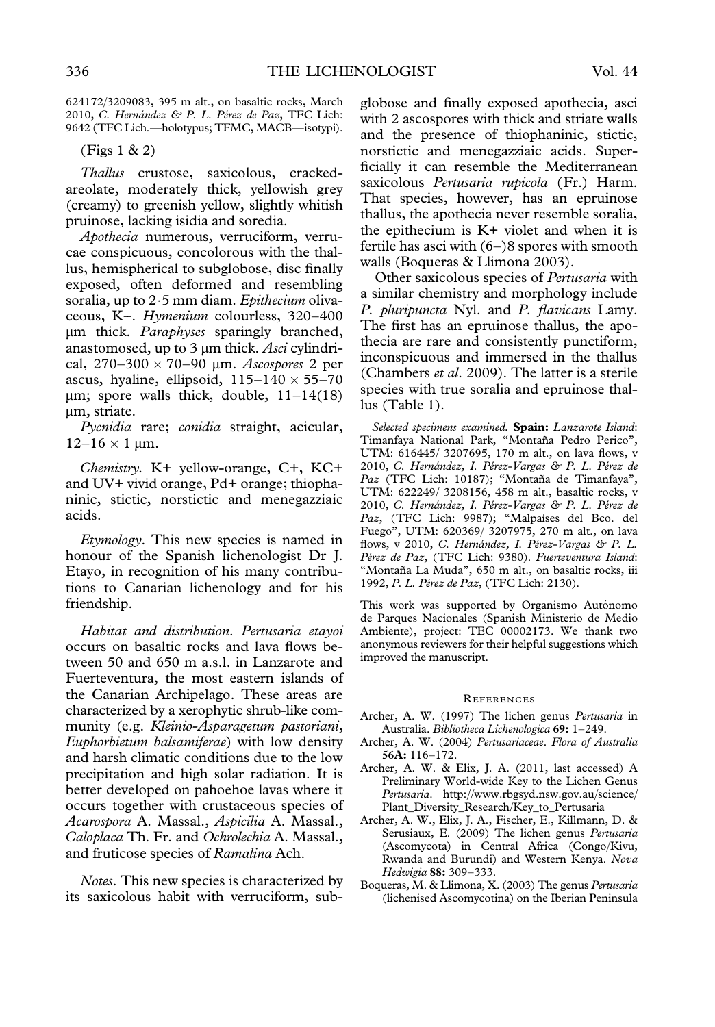624172/3209083, 395 m alt., on basaltic rocks, March 2010, *C. Hernández & P. L. Pérez de Paz*, TFC Lich: 9642 (TFC Lich.—holotypus; TFMC, MACB—isotypi).

(Figs 1 & 2)

*Thallus* crustose, saxicolous, cracked-areolate, moderately thick, yellowish grey (creamy) to greenish yellow, slightly whitish pruinose, lacking isidia and soredia.

*Apothecia* numerous, verruciform, verrucae conspicuous, concolorous with the thallus, hemispherical to subglobose, disc finally exposed, often deformed and resembling soralia, up to 2·5 mm diam. *Epithecium* olivaceous, K−. *Hymenium* colourless, 320–400 µm thick. *Paraphyses* sparingly branched, anastomosed, up to 3 µm thick. *Asci* cylindrical, 270–300 × 70–90 µm. *Ascospores* 2 per ascus, hyaline, ellipsoid, 115–140 × 55–70 µm; spore walls thick, double, 11–14(18) µm, striate.

*Pycnidia* rare; *conidia* straight, acicular, 12–16 × 1 µm.

*Chemistry*. K+ yellow-orange, C+, KC+ and UV+ vivid orange, Pd+ orange; thiophaninic, stictic, norstictic and menegazziaic acids.

*Etymology*. This new species is named in honour of the Spanish lichenologist Dr J. Etayo, in recognition of his many contributions to Canarian lichenology and for his friendship.

*Habitat and distribution*. *Pertusaria etayoi* occurs on basaltic rocks and lava flows between 50 and 650 m a.s.l. in Lanzarote and Fuerteventura, the most eastern islands of the Canarian Archipelago. These areas are characterized by a xerophytic shrub-like community (e.g. *Kleinio-Asparagetum pastoriani*, *Euphorbietum balsamiferae*) with low density and harsh climatic conditions due to the low precipitation and high solar radiation. It is better developed on pahoehoe lavas where it occurs together with crustaceous species of *Acarospora* A. Massal., *Aspicilia* A. Massal., *Caloplaca* Th. Fr. and *Ochrolechia* A. Massal., and fruticose species of *Ramalina* Ach.

*Notes*. This new species is characterized by its saxicolous habit with verruciform, subglobose and finally exposed apothecia, asci with 2 ascospores with thick and striate walls and the presence of thiophaninic, stictic, norstictic and menegazziaic acids. Superficially it can resemble the Mediterranean saxicolous *Pertusaria rupicola* (Fr.) Harm. That species, however, has an epruinose thallus, the apothecia never resemble soralia, the epithecium is K+ violet and when it is fertile has asci with (6–)8 spores with smooth walls (Boqueras & Llimona 2003).

Other saxicolous species of *Pertusaria* with a similar chemistry and morphology include *P. pluripuncta* Nyl. and *P. flavicans* Lamy. The first has an epruinose thallus, the apothecia are rare and consistently punctiform, inconspicuous and immersed in the thallus (Chambers *et al*. 2009). The latter is a sterile species with true soralia and epruinose thallus (Table 1).

*Selected specimens examined.* **Spain:** *Lanzarote Island*: Timanfaya National Park, "Montaña Pedro Perico", UTM: 616445/ 3207695, 170 m alt., on lava flows, v 2010, *C. Hernández, I. Pérez-Vargas & P. L. Pérez de Paz* (TFC Lich: 10187); "Montaña de Timanfaya", UTM: 622249/ 3208156, 458 m alt., basaltic rocks, v 2010, *C. Hernández, I. Pérez-Vargas & P. L. Pérez de Paz*, (TFC Lich: 9987); "Malpaíses del Bco. del Fuego", UTM: 620369/ 3207975, 270 m alt., on lava flows, v 2010, *C. Hernández, I. Pérez-Vargas & P. L. Pérez de Paz*, (TFC Lich: 9380). *Fuerteventura Island*: "Montaña La Muda", 650 m alt., on basaltic rocks, iii 1992, *P. L. Pérez de Paz*, (TFC Lich: 2130).

This work was supported by Organismo Autónomo de Parques Nacionales (Spanish Ministerio de Medio Ambiente), project: TEC 00002173. We thank two anonymous reviewers for their helpful suggestions which improved the manuscript.

## References

Archer, A. W. (1997) The lichen genus *Pertusaria* in Australia. *Bibliotheca Lichenologica* **69:** 1–249.

Archer, A. W. (2004) *Pertusariaceae*. *Flora of Australia* **56A:** 116–172.

Archer, A. W. & Elix, J. A. (2011, last accessed) A Preliminary World-wide Key to the Lichen Genus *Pertusaria*. http://www.rbgsyd.nsw.gov.au/science/Plant_Diversity_Research/Key_to_Pertusaria

Archer, A. W., Elix, J. A., Fischer, E., Killmann, D. & Serusiaux, E. (2009) The lichen genus *Pertusaria* (Ascomycota) in Central Africa (Congo/Kivu, Rwanda and Burundi) and Western Kenya. *Nova Hedwigia* **88:** 309–333.

Boqueras, M. & Llimona, X. (2003) The genus *Pertusaria* (lichenised Ascomycotina) on the Iberian Peninsula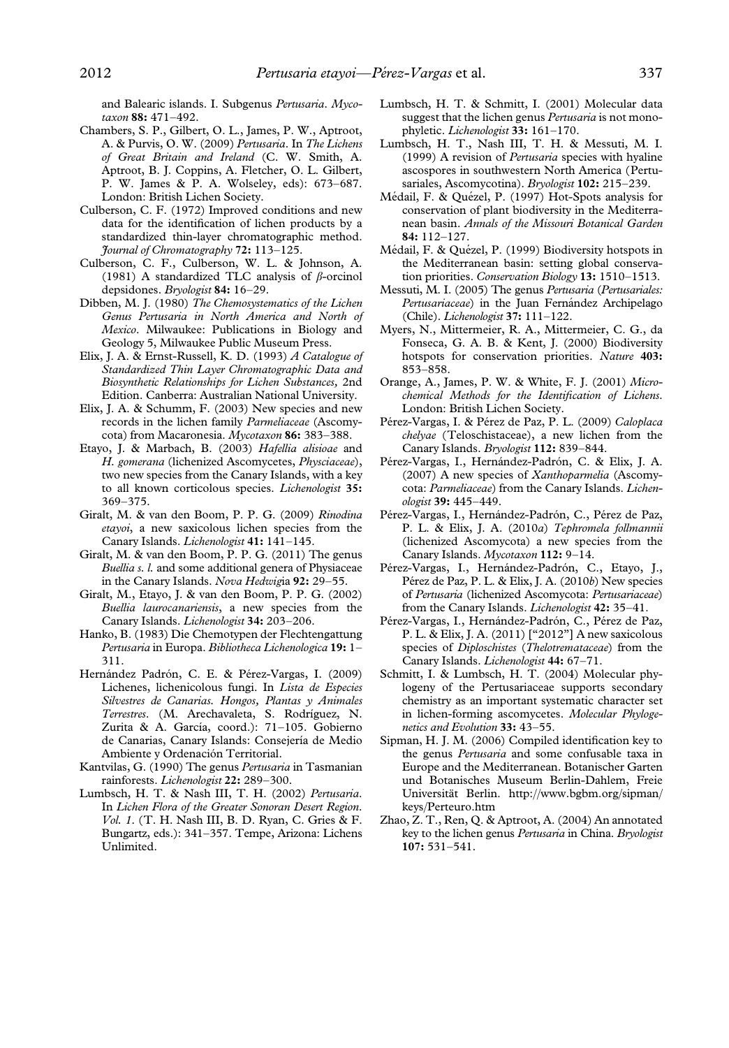and Balearic islands. I. Subgenus *Pertusaria*. *Mycotaxon* **88:** 471–492.

Chambers, S. P., Gilbert, O. L., James, P. W., Aptroot, A. & Purvis, O. W. (2009) *Pertusaria*. In *The Lichens of Great Britain and Ireland* (C. W. Smith, A. Aptroot, B. J. Coppins, A. Fletcher, O. L. Gilbert, P. W. James & P. A. Wolseley, eds): 673–687. London: British Lichen Society.

Culberson, C. F. (1972) Improved conditions and new data for the identification of lichen products by a standardized thin-layer chromatographic method. *Journal of Chromatography* **72:** 113–125.

Culberson, C. F., Culberson, W. L. & Johnson, A. (1981) A standardized TLC analysis of $\beta$-orcinol depsidones. *Bryologist* **84:** 16–29.

Dibben, M. J. (1980) *The Chemosystematics of the Lichen Genus Pertusaria in North America and North of Mexico*. Milwaukee: Publications in Biology and Geology 5, Milwaukee Public Museum Press.

Elix, J. A. & Ernst-Russell, K. D. (1993) *A Catalogue of Standardized Thin Layer Chromatographic Data and Biosynthetic Relationships for Lichen Substances,* 2nd Edition. Canberra: Australian National University.

Elix, J. A. & Schumm, F. (2003) New species and new records in the lichen family *Parmeliaceae* (Ascomycota) from Macaronesia. *Mycotaxon* **86:** 383–388.

Etayo, J. & Marbach, B. (2003) *Hafellia alisioae* and *H. gomerana* (lichenized Ascomycetes, *Physciaceae*), two new species from the Canary Islands, with a key to all known corticolous species. *Lichenologist* **35:** 369–375.

Giralt, M. & van den Boom, P. P. G. (2009) *Rinodina etayoi*, a new saxicolous lichen species from the Canary Islands. *Lichenologist* **41:** 141–145.

Giralt, M. & van den Boom, P. P. G. (2011) The genus *Buellia s. l.* and some additional genera of Physiaceae in the Canary Islands. *Nova Hedwigia* **92:** 29–55.

Giralt, M., Etayo, J. & van den Boom, P. P. G. (2002) *Buellia laurocanariensis*, a new species from the Canary Islands. *Lichenologist* **34:** 203–206.

Hanko, B. (1983) Die Chemotypen der Flechtengattung *Pertusaria* in Europa. *Bibliotheca Lichenologica* **19:** 1–311.

Hernández Padrón, C. E. & Pérez-Vargas, I. (2009) Lichenes, lichenicolous fungi. In *Lista de Especies Silvestres de Canarias. Hongos, Plantas y Animales Terrestres*. (M. Arechavaleta, S. Rodríguez, N. Zurita & A. García, coord.): 71–105. Gobierno de Canarias, Canary Islands: Consejería de Medio Ambiente y Ordenación Territorial.

Kantvilas, G. (1990) The genus *Pertusaria* in Tasmanian rainforests. *Lichenologist* **22:** 289–300.

Lumbsch, H. T. & Nash III, T. H. (2002) *Pertusaria*. In *Lichen Flora of the Greater Sonoran Desert Region. Vol. 1*. (T. H. Nash III, B. D. Ryan, C. Gries & F. Bungartz, eds.): 341–357. Tempe, Arizona: Lichens Unlimited.

Lumbsch, H. T. & Schmitt, I. (2001) Molecular data suggest that the lichen genus *Pertusaria* is not monophyletic. *Lichenologist* **33:** 161–170.

Lumbsch, H. T., Nash III, T. H. & Messuti, M. I. (1999) A revision of *Pertusaria* species with hyaline ascospores in southwestern North America (Pertusariales, Ascomycotina). *Bryologist* **102:** 215–239.

Médail, F. & Quézel, P. (1997) Hot-Spots analysis for conservation of plant biodiversity in the Mediterranean basin. *Annals of the Missouri Botanical Garden* **84:** 112–127.

Médail, F. & Quézel, P. (1999) Biodiversity hotspots in the Mediterranean basin: setting global conservation priorities. *Conservation Biology* **13:** 1510–1513.

Messuti, M. I. (2005) The genus *Pertusaria* (*Pertusariales: Pertusariaceae*) in the Juan Fernández Archipelago (Chile). *Lichenologist* **37:** 111–122.

Myers, N., Mittermeier, R. A., Mittermeier, C. G., da Fonseca, G. A. B. & Kent, J. (2000) Biodiversity hotspots for conservation priorities. *Nature* **403:** 853–858.

Orange, A., James, P. W. & White, F. J. (2001) *Microchemical Methods for the Identification of Lichens*. London: British Lichen Society.

Pérez-Vargas, I. & Pérez de Paz, P. L. (2009) *Caloplaca chelyae* (Teloschistaceae), a new lichen from the Canary Islands. *Bryologist* **112:** 839–844.

Pérez-Vargas, I., Hernández-Padrón, C. & Elix, J. A. (2007) A new species of *Xanthoparmelia* (Ascomycota: *Parmeliaceae*) from the Canary Islands. *Lichenologist* **39:** 445–449.

Pérez-Vargas, I., Hernández-Padrón, C., Pérez de Paz, P. L. & Elix, J. A. (2010*a*) *Tephromela follmannii* (lichenized Ascomycota) a new species from the Canary Islands. *Mycotaxon* **112:** 9–14.

Pérez-Vargas, I., Hernández-Padrón, C., Etayo, J., Pérez de Paz, P. L. & Elix, J. A. (2010*b*) New species of *Pertusaria* (lichenized Ascomycota: *Pertusariaceae*) from the Canary Islands. *Lichenologist* **42:** 35–41.

Pérez-Vargas, I., Hernández-Padrón, C., Pérez de Paz, P. L. & Elix, J. A. (2011) ["2012"] A new saxicolous species of *Diploschistes* (*Thelotremataceae*) from the Canary Islands. *Lichenologist* **44:** 67–71.

Schmitt, I. & Lumbsch, H. T. (2004) Molecular phylogeny of the Pertusariaceae supports secondary chemistry as an important systematic character set in lichen-forming ascomycetes. *Molecular Phylogenetics and Evolution* **33:** 43–55.

Sipman, H. J. M. (2006) Compiled identification key to the genus *Pertusaria* and some confusable taxa in Europe and the Mediterranean. Botanischer Garten und Botanisches Museum Berlin-Dahlem, Freie Universität Berlin. http://www.bgbm.org/sipman/keys/Perteuro.htm

Zhao, Z. T., Ren, Q. & Aptroot, A. (2004) An annotated key to the lichen genus *Pertusaria* in China. *Bryologist* **107:** 531–541.